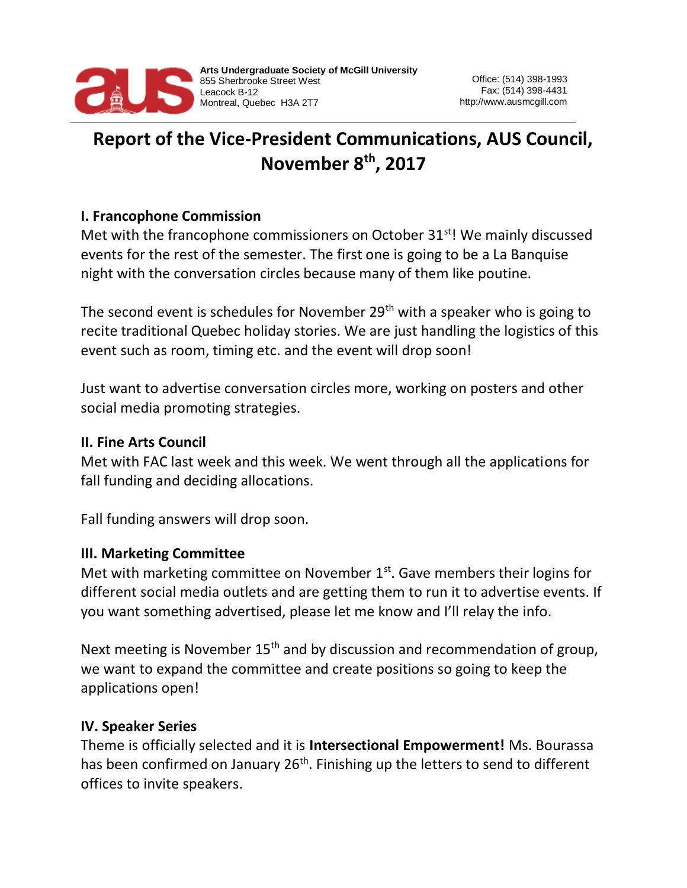Arts Undergraduate Society of McGill University
855 Sherbrooke Street West
Leacock B-12
Montreal, Quebec H3A 2T7

Office: (514) 398-1993
Fax: (514) 398-4431
http://www.ausmcgill.com

# Report of the Vice-President Communications, AUS Council, November 8th, 2017

## I. Francophone Commission

Met with the francophone commissioners on October 31st! We mainly discussed events for the rest of the semester. The first one is going to be a La Banquise night with the conversation circles because many of them like poutine.

The second event is schedules for November 29th with a speaker who is going to recite traditional Quebec holiday stories. We are just handling the logistics of this event such as room, timing etc. and the event will drop soon!

Just want to advertise conversation circles more, working on posters and other social media promoting strategies.

## II. Fine Arts Council

Met with FAC last week and this week. We went through all the applications for fall funding and deciding allocations.

Fall funding answers will drop soon.

## III. Marketing Committee

Met with marketing committee on November 1st. Gave members their logins for different social media outlets and are getting them to run it to advertise events. If you want something advertised, please let me know and I'll relay the info.

Next meeting is November 15th and by discussion and recommendation of group, we want to expand the committee and create positions so going to keep the applications open!

## IV. Speaker Series

Theme is officially selected and it is **Intersectional Empowerment!** Ms. Bourassa has been confirmed on January 26th. Finishing up the letters to send to different offices to invite speakers.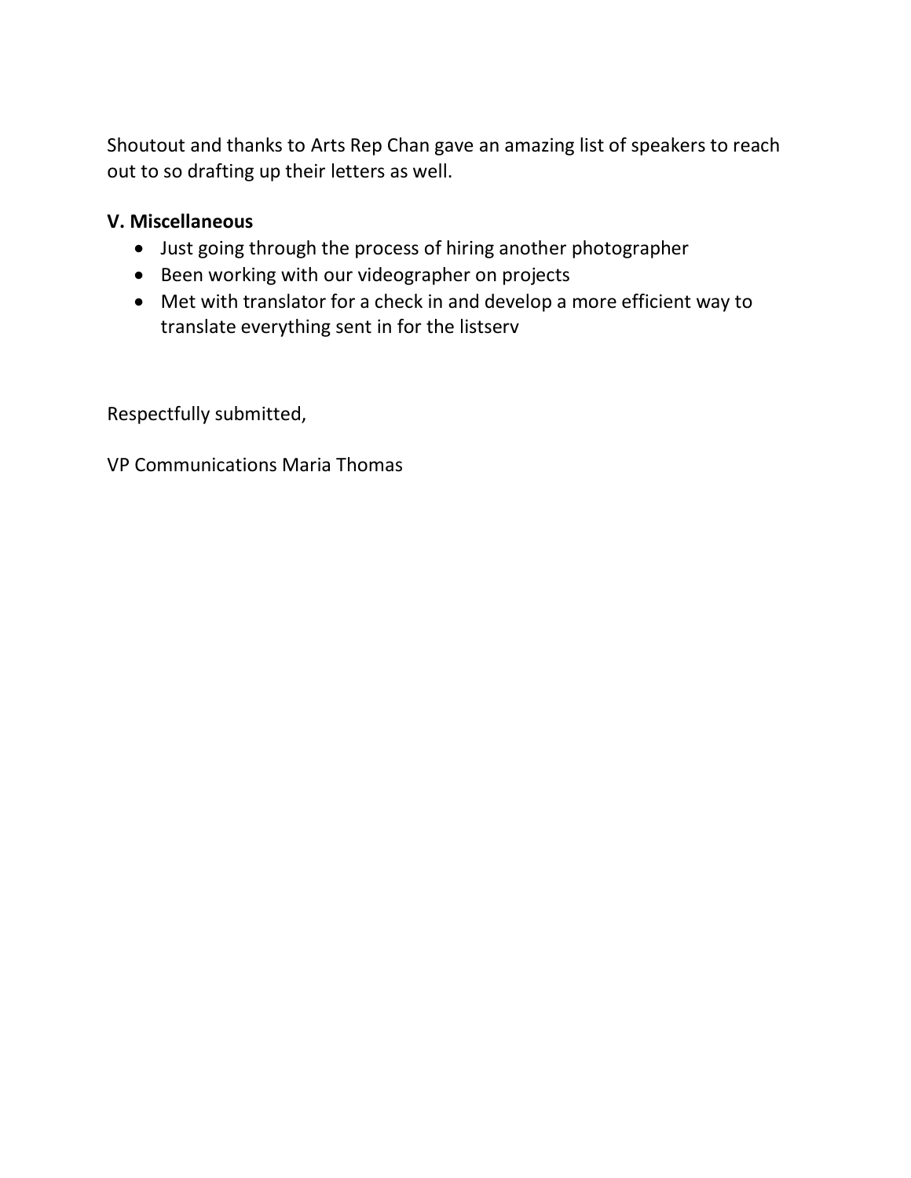Shoutout and thanks to Arts Rep Chan gave an amazing list of speakers to reach out to so drafting up their letters as well.

**V. Miscellaneous**

- Just going through the process of hiring another photographer
- Been working with our videographer on projects
- Met with translator for a check in and develop a more efficient way to translate everything sent in for the listserv

Respectfully submitted,

VP Communications Maria Thomas